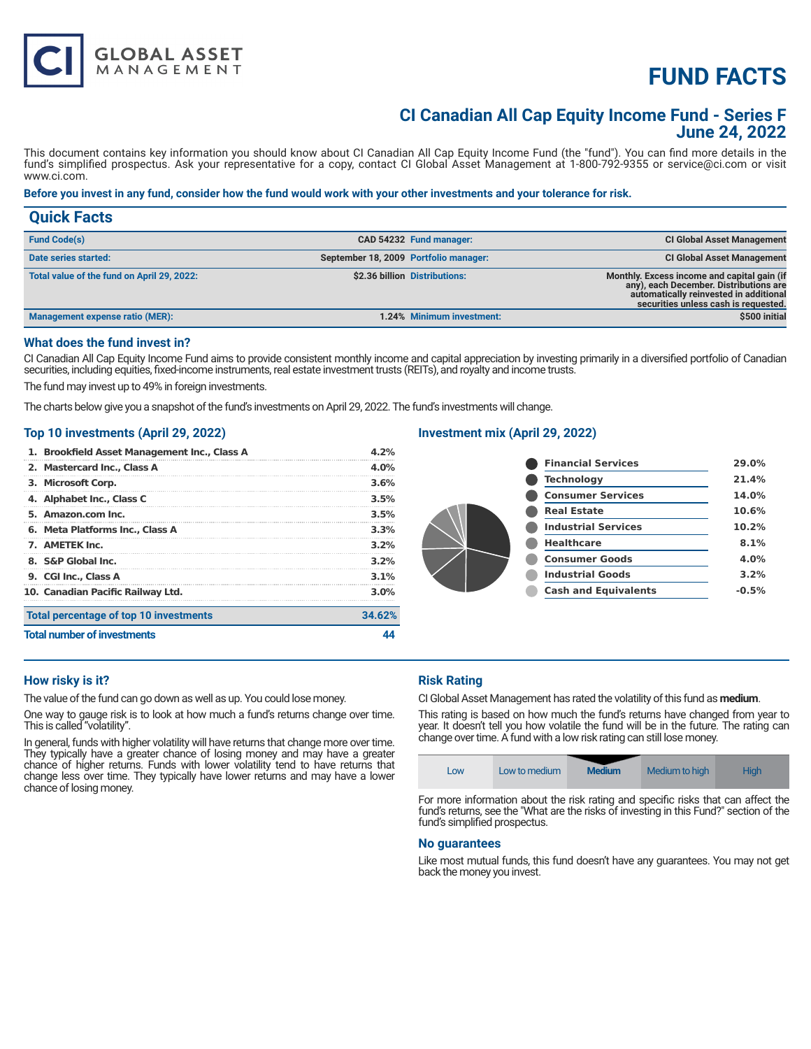CI GLOBAL ASSET MANAGEMENT

# FUND FACTS

## CI Canadian All Cap Equity Income Fund - Series F
## June 24, 2022

This document contains key information you should know about CI Canadian All Cap Equity Income Fund (the "fund"). You can find more details in the fund's simplified prospectus. Ask your representative for a copy, contact CI Global Asset Management at 1-800-792-9355 or service@ci.com or visit www.ci.com.

**Before you invest in any fund, consider how the fund would work with your other investments and your tolerance for risk.**

## Quick Facts

| | | | |
|---|---|---|---|
| Fund Code(s) | CAD 54232 | Fund manager: | CI Global Asset Management |
| Date series started: | September 18, 2009 | Portfolio manager: | CI Global Asset Management |
| Total value of the fund on April 29, 2022: | $2.36 billion | Distributions: | Monthly. Excess income and capital gain (if any), each December. Distributions are automatically reinvested in additional securities unless cash is requested. |
| Management expense ratio (MER): | 1.24% | Minimum investment: | $500 initial |

### What does the fund invest in?

CI Canadian All Cap Equity Income Fund aims to provide consistent monthly income and capital appreciation by investing primarily in a diversified portfolio of Canadian securities, including equities, fixed-income instruments, real estate investment trusts (REITs), and royalty and income trusts.

The fund may invest up to 49% in foreign investments.

The charts below give you a snapshot of the fund's investments on April 29, 2022. The fund's investments will change.

### Top 10 investments (April 29, 2022)

| | |
|---|---|
| 1. Brookfield Asset Management Inc., Class A | 4.2% |
| 2. Mastercard Inc., Class A | 4.0% |
| 3. Microsoft Corp. | 3.6% |
| 4. Alphabet Inc., Class C | 3.5% |
| 5. Amazon.com Inc. | 3.5% |
| 6. Meta Platforms Inc., Class A | 3.3% |
| 7. AMETEK Inc. | 3.2% |
| 8. S&P Global Inc. | 3.2% |
| 9. CGI Inc., Class A | 3.1% |
| 10. Canadian Pacific Railway Ltd. | 3.0% |
| **Total percentage of top 10 investments** | **34.62%** |
| **Total number of investments** | **44** |

### Investment mix (April 29, 2022)

| | |
|---|---|
| Financial Services | 29.0% |
| Technology | 21.4% |
| Consumer Services | 14.0% |
| Real Estate | 10.6% |
| Industrial Services | 10.2% |
| Healthcare | 8.1% |
| Consumer Goods | 4.0% |
| Industrial Goods | 3.2% |
| Cash and Equivalents | -0.5% |

### How risky is it?

The value of the fund can go down as well as up. You could lose money.

One way to gauge risk is to look at how much a fund's returns change over time. This is called "volatility".

In general, funds with higher volatility will have returns that change more over time. They typically have a greater chance of losing money and may have a greater chance of higher returns. Funds with lower volatility tend to have returns that change less over time. They typically have lower returns and may have a lower chance of losing money.

### Risk Rating

CI Global Asset Management has rated the volatility of this fund as **medium**.

This rating is based on how much the fund's returns have changed from year to year. It doesn't tell you how volatile the fund will be in the future. The rating can change over time. A fund with a low risk rating can still lose money.

| Low | Low to medium | **Medium** | Medium to high | High |
|---|---|---|---|---|

For more information about the risk rating and specific risks that can affect the fund's returns, see the "What are the risks of investing in this Fund?" section of the fund's simplified prospectus.

### No guarantees

Like most mutual funds, this fund doesn't have any guarantees. You may not get back the money you invest.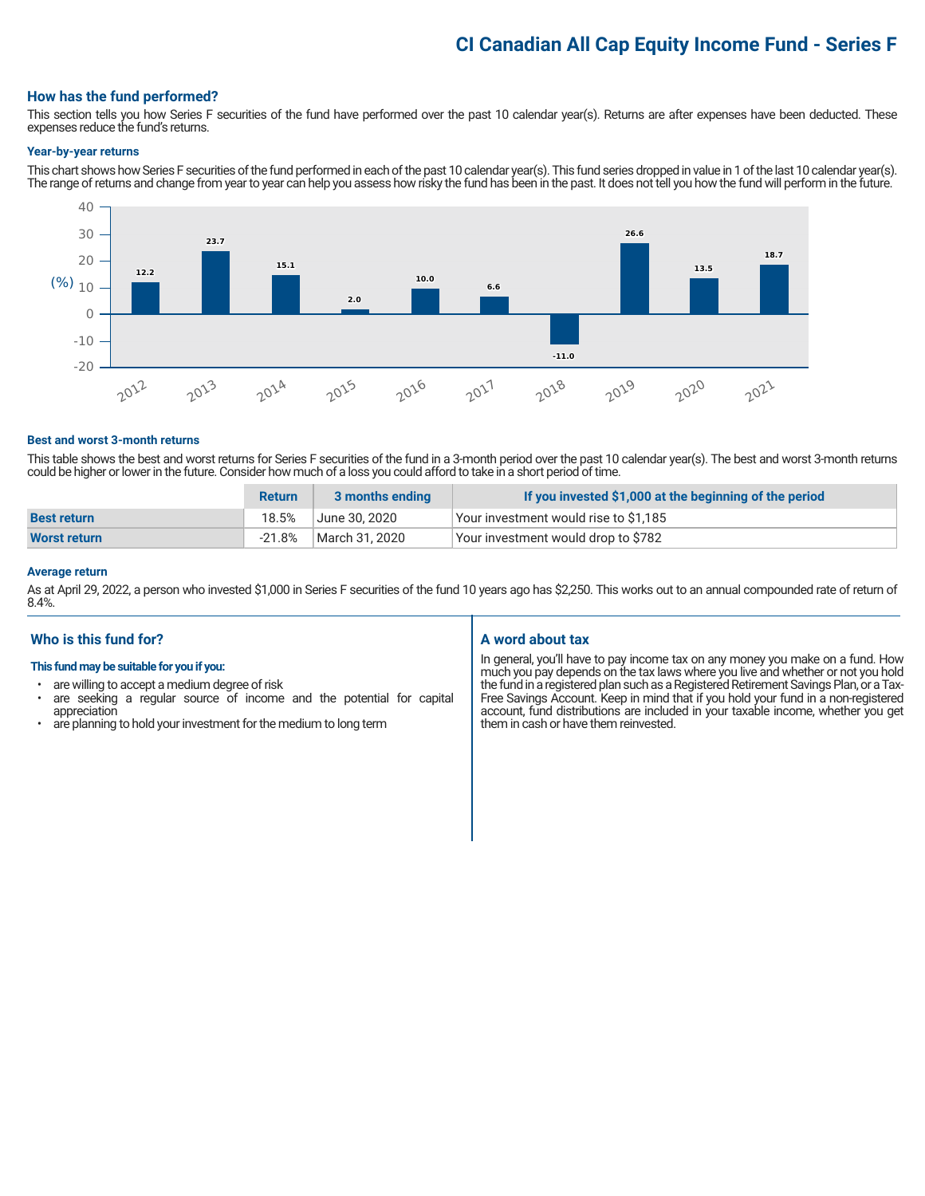# CI Canadian All Cap Equity Income Fund - Series F

## How has the fund performed?

This section tells you how Series F securities of the fund have performed over the past 10 calendar year(s). Returns are after expenses have been deducted. These expenses reduce the fund's returns.

### Year-by-year returns

This chart shows how Series F securities of the fund performed in each of the past 10 calendar year(s). This fund series dropped in value in 1 of the last 10 calendar year(s). The range of returns and change from year to year can help you assess how risky the fund has been in the past. It does not tell you how the fund will perform in the future.

| Year | 2012 | 2013 | 2014 | 2015 | 2016 | 2017 | 2018 | 2019 | 2020 | 2021 |
|---|---|---|---|---|---|---|---|---|---|---|
| Return (%) | 12.2 | 23.7 | 15.1 | 2.0 | 10.0 | 6.6 | -11.0 | 26.6 | 13.5 | 18.7 |

### Best and worst 3-month returns

This table shows the best and worst returns for Series F securities of the fund in a 3-month period over the past 10 calendar year(s). The best and worst 3-month returns could be higher or lower in the future. Consider how much of a loss you could afford to take in a short period of time.

| | Return | 3 months ending | If you invested $1,000 at the beginning of the period |
|---|---|---|---|
| **Best return** | 18.5% | June 30, 2020 | Your investment would rise to $1,185 |
| **Worst return** | -21.8% | March 31, 2020 | Your investment would drop to $782 |

### Average return

As at April 29, 2022, a person who invested $1,000 in Series F securities of the fund 10 years ago has $2,250. This works out to an annual compounded rate of return of 8.4%.

## Who is this fund for?

**This fund may be suitable for you if you:**

- are willing to accept a medium degree of risk
- are seeking a regular source of income and the potential for capital appreciation
- are planning to hold your investment for the medium to long term

## A word about tax

In general, you'll have to pay income tax on any money you make on a fund. How much you pay depends on the tax laws where you live and whether or not you hold the fund in a registered plan such as a Registered Retirement Savings Plan, or a Tax-Free Savings Account. Keep in mind that if you hold your fund in a non-registered account, fund distributions are included in your taxable income, whether you get them in cash or have them reinvested.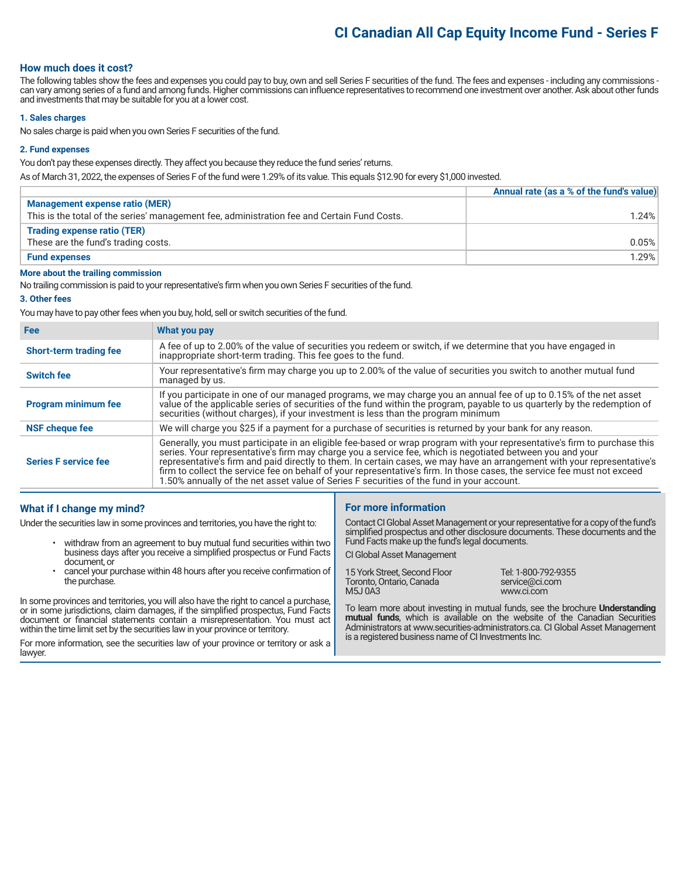# CI Canadian All Cap Equity Income Fund - Series F

## How much does it cost?

The following tables show the fees and expenses you could pay to buy, own and sell Series F securities of the fund. The fees and expenses - including any commissions - can vary among series of a fund and among funds. Higher commissions can influence representatives to recommend one investment over another. Ask about other funds and investments that may be suitable for you at a lower cost.

### 1. Sales charges

No sales charge is paid when you own Series F securities of the fund.

### 2. Fund expenses

You don't pay these expenses directly. They affect you because they reduce the fund series' returns.

As of March 31, 2022, the expenses of Series F of the fund were 1.29% of its value. This equals $12.90 for every $1,000 invested.

| | Annual rate (as a % of the fund's value) |
|---|---|
| **Management expense ratio (MER)**<br>This is the total of the series' management fee, administration fee and Certain Fund Costs. | 1.24% |
| **Trading expense ratio (TER)**<br>These are the fund's trading costs. | 0.05% |
| **Fund expenses** | 1.29% |

**More about the trailing commission**

No trailing commission is paid to your representative's firm when you own Series F securities of the fund.

### 3. Other fees

You may have to pay other fees when you buy, hold, sell or switch securities of the fund.

| Fee | What you pay |
|---|---|
| **Short-term trading fee** | A fee of up to 2.00% of the value of securities you redeem or switch, if we determine that you have engaged in inappropriate short-term trading. This fee goes to the fund. |
| **Switch fee** | Your representative's firm may charge you up to 2.00% of the value of securities you switch to another mutual fund managed by us. |
| **Program minimum fee** | If you participate in one of our managed programs, we may charge you an annual fee of up to 0.15% of the net asset value of the applicable series of securities of the fund within the program, payable to us quarterly by the redemption of securities (without charges), if your investment is less than the program minimum |
| **NSF cheque fee** | We will charge you $25 if a payment for a purchase of securities is returned by your bank for any reason. |
| **Series F service fee** | Generally, you must participate in an eligible fee-based or wrap program with your representative's firm to purchase this series. Your representative's firm may charge you a service fee, which is negotiated between you and your representative's firm and paid directly to them. In certain cases, we may have an arrangement with your representative's firm to collect the service fee on behalf of your representative's firm. In those cases, the service fee must not exceed 1.50% annually of the net asset value of Series F securities of the fund in your account. |

## What if I change my mind?

Under the securities law in some provinces and territories, you have the right to:

- withdraw from an agreement to buy mutual fund securities within two business days after you receive a simplified prospectus or Fund Facts document, or
- cancel your purchase within 48 hours after you receive confirmation of the purchase.

In some provinces and territories, you will also have the right to cancel a purchase, or in some jurisdictions, claim damages, if the simplified prospectus, Fund Facts document or financial statements contain a misrepresentation. You must act within the time limit set by the securities law in your province or territory.

For more information, see the securities law of your province or territory or ask a lawyer.

## For more information

Contact CI Global Asset Management or your representative for a copy of the fund's simplified prospectus and other disclosure documents. These documents and the Fund Facts make up the fund's legal documents.

CI Global Asset Management

15 York Street, Second Floor
Toronto, Ontario, Canada
M5J 0A3

Tel: 1-800-792-9355
service@ci.com
www.ci.com

To learn more about investing in mutual funds, see the brochure **Understanding mutual funds**, which is available on the website of the Canadian Securities Administrators at www.securities-administrators.ca. CI Global Asset Management is a registered business name of CI Investments Inc.